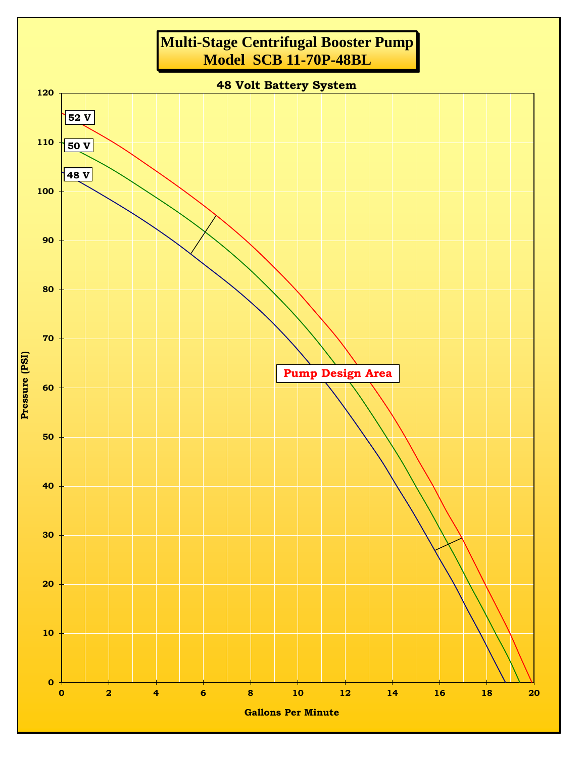# Multi-Stage Centrifugal Booster Pump
# Model SCB 11-70P-48BL

## 48 Volt Battery System

Pressure (PSI): 0, 10, 20, 30, 40, 50, 60, 70, 80, 90, 100, 110, 120

Gallons Per Minute: 0, 2, 4, 6, 8, 10, 12, 14, 16, 18, 20

52 V

50 V

48 V

Pump Design Area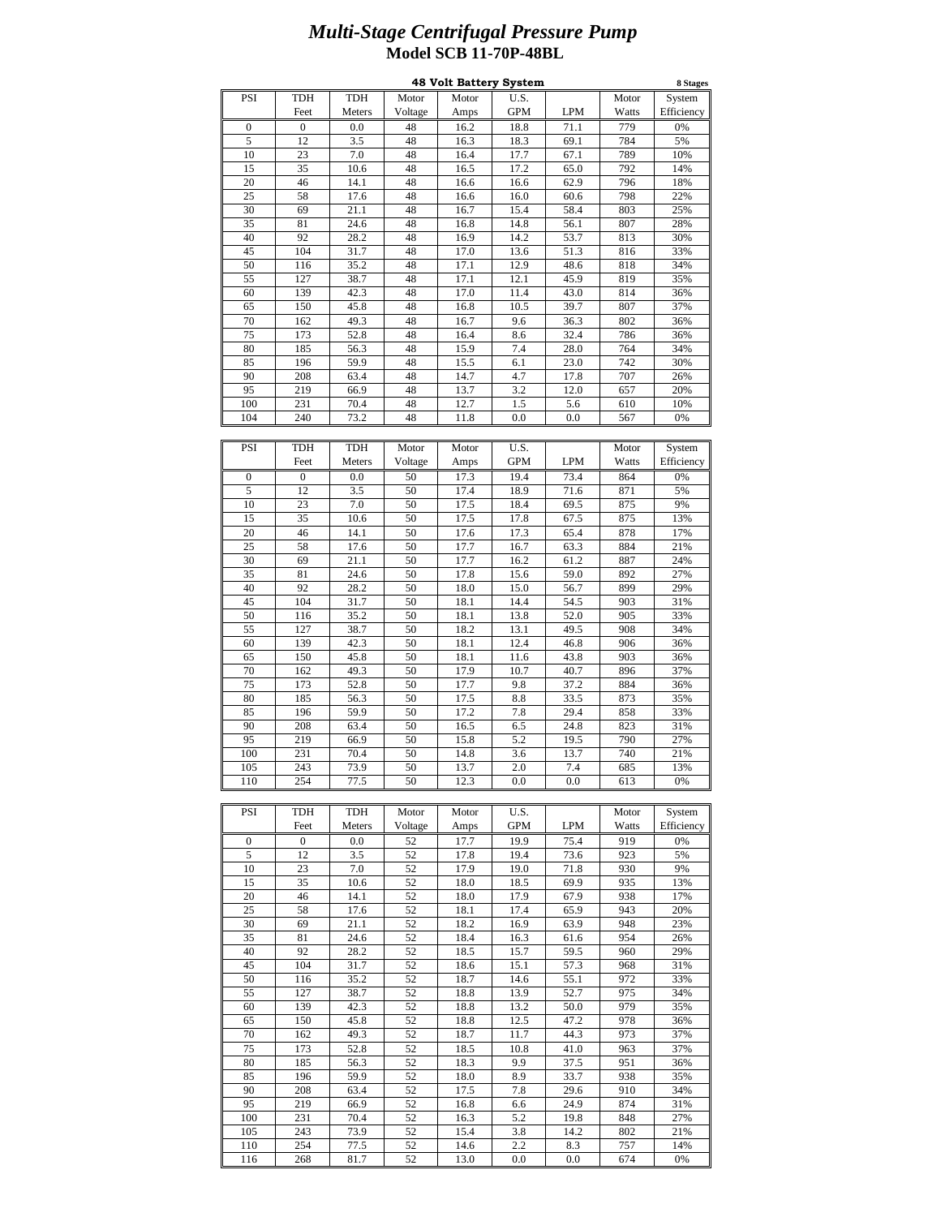# *Multi-Stage Centrifugal Pressure Pump*

**Model SCB 11-70P-48BL**

**48 Volt Battery System** — **8 Stages**

| PSI | TDH Feet | TDH Meters | Motor Voltage | Motor Amps | U.S. GPM | LPM | Motor Watts | System Efficiency |
|---|---|---|---|---|---|---|---|---|
| 0 | 0 | 0.0 | 48 | 16.2 | 18.8 | 71.1 | 779 | 0% |
| 5 | 12 | 3.5 | 48 | 16.3 | 18.3 | 69.1 | 784 | 5% |
| 10 | 23 | 7.0 | 48 | 16.4 | 17.7 | 67.1 | 789 | 10% |
| 15 | 35 | 10.6 | 48 | 16.5 | 17.2 | 65.0 | 792 | 14% |
| 20 | 46 | 14.1 | 48 | 16.6 | 16.6 | 62.9 | 796 | 18% |
| 25 | 58 | 17.6 | 48 | 16.6 | 16.0 | 60.6 | 798 | 22% |
| 30 | 69 | 21.1 | 48 | 16.7 | 15.4 | 58.4 | 803 | 25% |
| 35 | 81 | 24.6 | 48 | 16.8 | 14.8 | 56.1 | 807 | 28% |
| 40 | 92 | 28.2 | 48 | 16.9 | 14.2 | 53.7 | 813 | 30% |
| 45 | 104 | 31.7 | 48 | 17.0 | 13.6 | 51.3 | 816 | 33% |
| 50 | 116 | 35.2 | 48 | 17.1 | 12.9 | 48.6 | 818 | 34% |
| 55 | 127 | 38.7 | 48 | 17.1 | 12.1 | 45.9 | 819 | 35% |
| 60 | 139 | 42.3 | 48 | 17.0 | 11.4 | 43.0 | 814 | 36% |
| 65 | 150 | 45.8 | 48 | 16.8 | 10.5 | 39.7 | 807 | 37% |
| 70 | 162 | 49.3 | 48 | 16.7 | 9.6 | 36.3 | 802 | 36% |
| 75 | 173 | 52.8 | 48 | 16.4 | 8.6 | 32.4 | 786 | 36% |
| 80 | 185 | 56.3 | 48 | 15.9 | 7.4 | 28.0 | 764 | 34% |
| 85 | 196 | 59.9 | 48 | 15.5 | 6.1 | 23.0 | 742 | 30% |
| 90 | 208 | 63.4 | 48 | 14.7 | 4.7 | 17.8 | 707 | 26% |
| 95 | 219 | 66.9 | 48 | 13.7 | 3.2 | 12.0 | 657 | 20% |
| 100 | 231 | 70.4 | 48 | 12.7 | 1.5 | 5.6 | 610 | 10% |
| 104 | 240 | 73.2 | 48 | 11.8 | 0.0 | 0.0 | 567 | 0% |

| PSI | TDH Feet | TDH Meters | Motor Voltage | Motor Amps | U.S. GPM | LPM | Motor Watts | System Efficiency |
|---|---|---|---|---|---|---|---|---|
| 0 | 0 | 0.0 | 50 | 17.3 | 19.4 | 73.4 | 864 | 0% |
| 5 | 12 | 3.5 | 50 | 17.4 | 18.9 | 71.6 | 871 | 5% |
| 10 | 23 | 7.0 | 50 | 17.5 | 18.4 | 69.5 | 875 | 9% |
| 15 | 35 | 10.6 | 50 | 17.5 | 17.8 | 67.5 | 875 | 13% |
| 20 | 46 | 14.1 | 50 | 17.6 | 17.3 | 65.4 | 878 | 17% |
| 25 | 58 | 17.6 | 50 | 17.7 | 16.7 | 63.3 | 884 | 21% |
| 30 | 69 | 21.1 | 50 | 17.7 | 16.2 | 61.2 | 887 | 24% |
| 35 | 81 | 24.6 | 50 | 17.8 | 15.6 | 59.0 | 892 | 27% |
| 40 | 92 | 28.2 | 50 | 18.0 | 15.0 | 56.7 | 899 | 29% |
| 45 | 104 | 31.7 | 50 | 18.1 | 14.4 | 54.5 | 903 | 31% |
| 50 | 116 | 35.2 | 50 | 18.1 | 13.8 | 52.0 | 905 | 33% |
| 55 | 127 | 38.7 | 50 | 18.2 | 13.1 | 49.5 | 908 | 34% |
| 60 | 139 | 42.3 | 50 | 18.1 | 12.4 | 46.8 | 906 | 36% |
| 65 | 150 | 45.8 | 50 | 18.1 | 11.6 | 43.8 | 903 | 36% |
| 70 | 162 | 49.3 | 50 | 17.9 | 10.7 | 40.7 | 896 | 37% |
| 75 | 173 | 52.8 | 50 | 17.7 | 9.8 | 37.2 | 884 | 36% |
| 80 | 185 | 56.3 | 50 | 17.5 | 8.8 | 33.5 | 873 | 35% |
| 85 | 196 | 59.9 | 50 | 17.2 | 7.8 | 29.4 | 858 | 33% |
| 90 | 208 | 63.4 | 50 | 16.5 | 6.5 | 24.8 | 823 | 31% |
| 95 | 219 | 66.9 | 50 | 15.8 | 5.2 | 19.5 | 790 | 27% |
| 100 | 231 | 70.4 | 50 | 14.8 | 3.6 | 13.7 | 740 | 21% |
| 105 | 243 | 73.9 | 50 | 13.7 | 2.0 | 7.4 | 685 | 13% |
| 110 | 254 | 77.5 | 50 | 12.3 | 0.0 | 0.0 | 613 | 0% |

| PSI | TDH Feet | TDH Meters | Motor Voltage | Motor Amps | U.S. GPM | LPM | Motor Watts | System Efficiency |
|---|---|---|---|---|---|---|---|---|
| 0 | 0 | 0.0 | 52 | 17.7 | 19.9 | 75.4 | 919 | 0% |
| 5 | 12 | 3.5 | 52 | 17.8 | 19.4 | 73.6 | 923 | 5% |
| 10 | 23 | 7.0 | 52 | 17.9 | 19.0 | 71.8 | 930 | 9% |
| 15 | 35 | 10.6 | 52 | 18.0 | 18.5 | 69.9 | 935 | 13% |
| 20 | 46 | 14.1 | 52 | 18.0 | 17.9 | 67.9 | 938 | 17% |
| 25 | 58 | 17.6 | 52 | 18.1 | 17.4 | 65.9 | 943 | 20% |
| 30 | 69 | 21.1 | 52 | 18.2 | 16.9 | 63.9 | 948 | 23% |
| 35 | 81 | 24.6 | 52 | 18.4 | 16.3 | 61.6 | 954 | 26% |
| 40 | 92 | 28.2 | 52 | 18.5 | 15.7 | 59.5 | 960 | 29% |
| 45 | 104 | 31.7 | 52 | 18.6 | 15.1 | 57.3 | 968 | 31% |
| 50 | 116 | 35.2 | 52 | 18.7 | 14.6 | 55.1 | 972 | 33% |
| 55 | 127 | 38.7 | 52 | 18.8 | 13.9 | 52.7 | 975 | 34% |
| 60 | 139 | 42.3 | 52 | 18.8 | 13.2 | 50.0 | 979 | 35% |
| 65 | 150 | 45.8 | 52 | 18.8 | 12.5 | 47.2 | 978 | 36% |
| 70 | 162 | 49.3 | 52 | 18.7 | 11.7 | 44.3 | 973 | 37% |
| 75 | 173 | 52.8 | 52 | 18.5 | 10.8 | 41.0 | 963 | 37% |
| 80 | 185 | 56.3 | 52 | 18.3 | 9.9 | 37.5 | 951 | 36% |
| 85 | 196 | 59.9 | 52 | 18.0 | 8.9 | 33.7 | 938 | 35% |
| 90 | 208 | 63.4 | 52 | 17.5 | 7.8 | 29.6 | 910 | 34% |
| 95 | 219 | 66.9 | 52 | 16.8 | 6.6 | 24.9 | 874 | 31% |
| 100 | 231 | 70.4 | 52 | 16.3 | 5.2 | 19.8 | 848 | 27% |
| 105 | 243 | 73.9 | 52 | 15.4 | 3.8 | 14.2 | 802 | 21% |
| 110 | 254 | 77.5 | 52 | 14.6 | 2.2 | 8.3 | 757 | 14% |
| 116 | 268 | 81.7 | 52 | 13.0 | 0.0 | 0.0 | 674 | 0% |